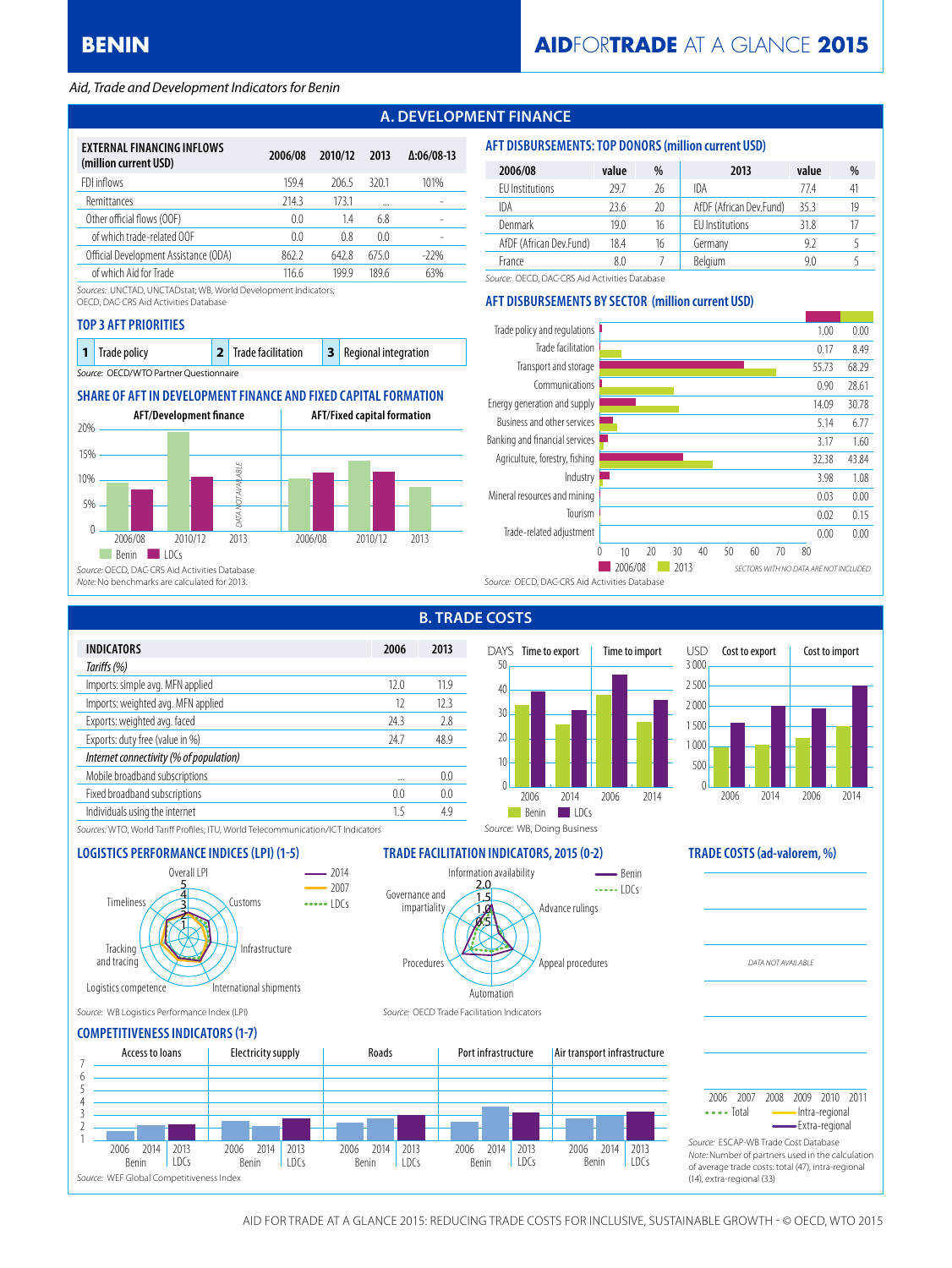# BENIN

*Aid, Trade and Development Indicators for Benin*

## A. DEVELOPMENT FINANCE

| EXTERNAL FINANCING INFLOWS (million current USD) | 2006/08 | 2010/12 | 2013 | Δ:06/08-13 |
|---|---|---|---|---|
| FDI inflows | 159.4 | 206.5 | 320.1 | 101% |
| Remittances | 214.3 | 173.1 | ... | - |
| Other official flows (OOF) | 0.0 | 1.4 | 6.8 | - |
| of which trade-related OOF | 0.0 | 0.8 | 0.0 | - |
| Official Development Assistance (ODA) | 862.2 | 642.8 | 675.0 | -22% |
| of which Aid for Trade | 116.6 | 199.9 | 189.6 | 63% |

Sources: UNCTAD, UNCTADstat; WB, World Development Indicators; OECD, DAC-CRS Aid Activities Database

### AFT DISBURSEMENTS: TOP DONORS (million current USD)

| 2006/08 | value | % | 2013 | value | % |
|---|---|---|---|---|---|
| EU Institutions | 29.7 | 26 | IDA | 77.4 | 41 |
| IDA | 23.6 | 20 | AfDF (African Dev.Fund) | 35.3 | 19 |
| Denmark | 19.0 | 16 | EU Institutions | 31.8 | 17 |
| AfDF (African Dev.Fund) | 18.4 | 16 | Germany | 9.2 | 5 |
| France | 8.0 | 7 | Belgium | 9.0 | 5 |

Source: OECD, DAC-CRS Aid Activities Database

### TOP 3 AFT PRIORITIES

1. Trade policy
2. Trade facilitation
3. Regional integration

Source: OECD/WTO Partner Questionnaire

### SHARE OF AFT IN DEVELOPMENT FINANCE AND FIXED CAPITAL FORMATION

AFT/Development finance; AFT/Fixed capital formation (2006/08, 2010/12, 2013; Benin, LDCs). DATA NOT AVAILABLE (2013, AFT/Development finance, LDCs)

Source: OECD, DAC-CRS Aid Activities Database
Note: No benchmarks are calculated for 2013.

### AFT DISBURSEMENTS BY SECTOR (million current USD)

| Sector | 2006/08 | 2013 |
|---|---|---|
| Trade policy and regulations | 1.00 | 0.00 |
| Trade facilitation | 0.17 | 8.49 |
| Transport and storage | 55.73 | 68.29 |
| Communications | 0.90 | 28.61 |
| Energy generation and supply | 14.09 | 30.78 |
| Business and other services | 5.14 | 6.77 |
| Banking and financial services | 3.17 | 1.60 |
| Agriculture, forestry, fishing | 32.38 | 43.84 |
| Industry | 3.98 | 1.08 |
| Mineral resources and mining | 0.03 | 0.00 |
| Tourism | 0.02 | 0.15 |
| Trade-related adjustment | 0.00 | 0.00 |

SECTORS WITH NO DATA ARE NOT INCLUDED.

Source: OECD, DAC-CRS Aid Activities Database

## B. TRADE COSTS

| INDICATORS | 2006 | 2013 |
|---|---|---|
| *Tariffs (%)* | | |
| Imports: simple avg. MFN applied | 12.0 | 11.9 |
| Imports: weighted avg. MFN applied | 12 | 12.3 |
| Exports: weighted avg. faced | 24.3 | 2.8 |
| Exports: duty free (value in %) | 24.7 | 48.9 |
| *Internet connectivity (% of population)* | | |
| Mobile broadband subscriptions | ... | 0.0 |
| Fixed broadband subscriptions | 0.0 | 0.0 |
| Individuals using the internet | 1.5 | 4.9 |

Sources: WTO, World Tariff Profiles; ITU, World Telecommunication/ICT Indicators

Time to export / Time to import (DAYS); Cost to export / Cost to import (USD) — 2006, 2014; Benin, LDCs

Source: WB, Doing Business

### LOGISTICS PERFORMANCE INDICES (LPI) (1-5)

Overall LPI, Customs, Infrastructure, International shipments, Logistics competence, Tracking and tracing, Timeliness — 2014, 2007, LDCs

Source: WB Logistics Performance Index (LPI)

### TRADE FACILITATION INDICATORS, 2015 (0-2)

Information availability, Advance rulings, Appeal procedures, Automation, Procedures, Governance and impartiality — Benin, LDCs

Source: OECD Trade Facilitation Indicators

### TRADE COSTS (ad-valorem, %)

DATA NOT AVAILABLE

2006–2011; Total, Intra-regional, Extra-regional

Source: ESCAP-WB Trade Cost Database
Note: Number of partners used in the calculation of average trade costs: total (47), intra-regional (14), extra-regional (33)

### COMPETITIVENESS INDICATORS (1-7)

Access to loans, Electricity supply, Roads, Port infrastructure, Air transport infrastructure — Benin 2006, 2014; LDCs 2013

Source: WEF Global Competitiveness Index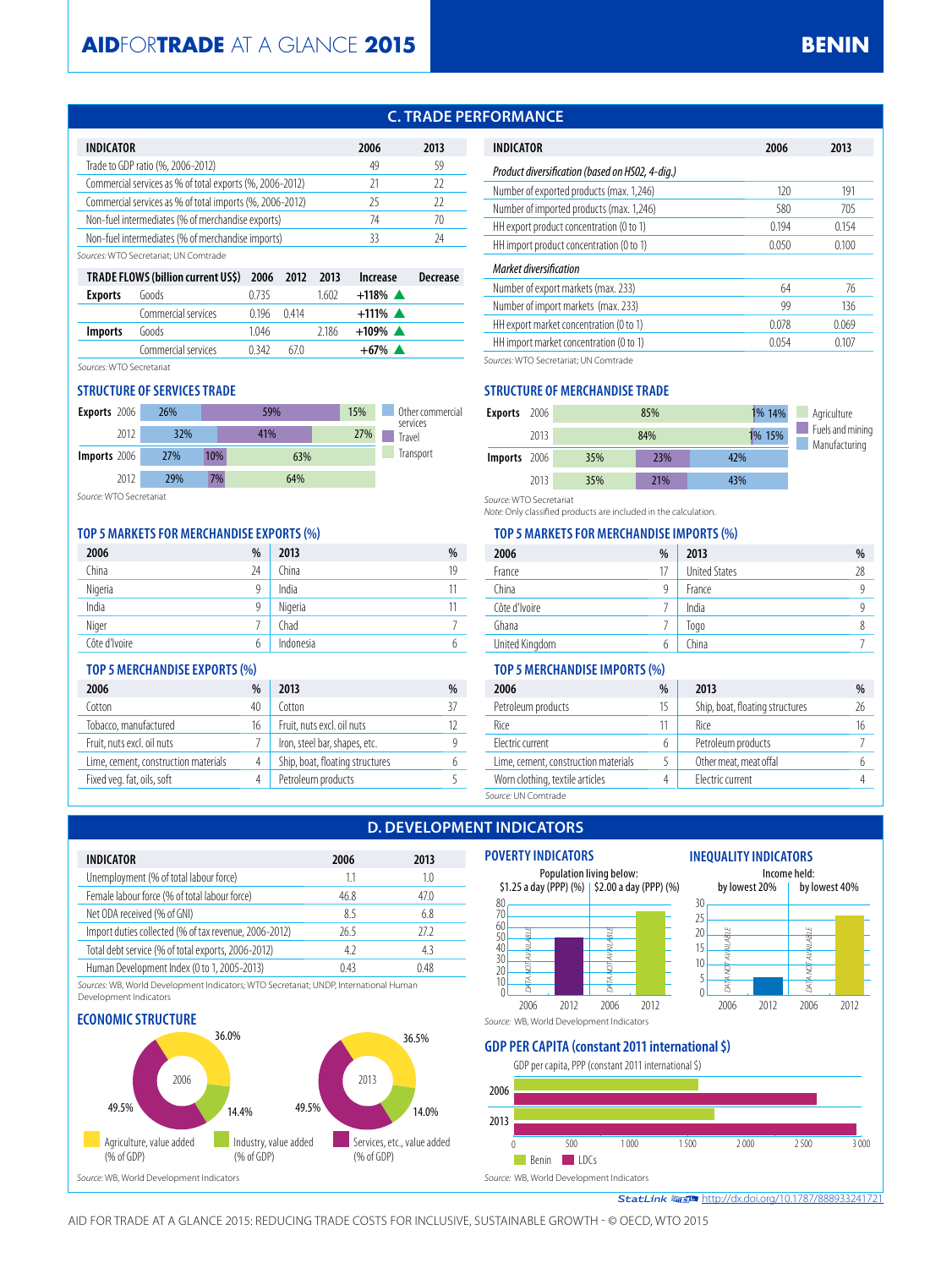## C. TRADE PERFORMANCE

| INDICATOR | 2006 | 2013 |
|---|---|---|
| Trade to GDP ratio (%, 2006-2012) | 49 | 59 |
| Commercial services as % of total exports (%, 2006-2012) | 21 | 22 |
| Commercial services as % of total imports (%, 2006-2012) | 25 | 22 |
| Non-fuel intermediates (% of merchandise exports) | 74 | 70 |
| Non-fuel intermediates (% of merchandise imports) | 33 | 24 |

*Sources:* WTO Secretariat; UN Comtrade

| TRADE FLOWS (billion current US$) | | 2006 | 2012 | 2013 | Increase | Decrease |
|---|---|---|---|---|---|---|
| **Exports** | Goods | 0.735 | | 1.602 | +118% ▲ | |
| | Commercial services | 0.196 | 0.414 | | +111% ▲ | |
| **Imports** | Goods | 1.046 | | 2.186 | +109% ▲ | |
| | Commercial services | 0.342 | 67.0 | | +67% ▲ | |

*Sources:* WTO Secretariat

| INDICATOR | 2006 | 2013 |
|---|---|---|
| *Product diversification (based on HS02, 4-dig.)* | | |
| Number of exported products (max. 1,246) | 120 | 191 |
| Number of imported products (max. 1,246) | 580 | 705 |
| HH export product concentration (0 to 1) | 0.194 | 0.154 |
| HH import product concentration (0 to 1) | 0.050 | 0.100 |
| *Market diversification* | | |
| Number of export markets (max. 233) | 64 | 76 |
| Number of import markets (max. 233) | 99 | 136 |
| HH export market concentration (0 to 1) | 0.078 | 0.069 |
| HH import market concentration (0 to 1) | 0.054 | 0.107 |

*Sources:* WTO Secretariat; UN Comtrade

### STRUCTURE OF SERVICES TRADE

Exports 2006: 26% 59% 15%
2012: 32% 41% 27%
Imports 2006: 27% 10% 63%
2012: 29% 7% 64%

Other commercial services
Travel
Transport

*Source:* WTO Secretariat

### STRUCTURE OF MERCHANDISE TRADE

Exports 2006: 85% 1% 14%
2013: 84% 1% 15%
Imports 2006: 35% 23% 42%
2013: 35% 21% 43%

Agriculture
Fuels and mining
Manufacturing

*Source:* WTO Secretariat
*Note:* Only classified products are included in the calculation.

### TOP 5 MARKETS FOR MERCHANDISE EXPORTS (%)

| 2006 | % | 2013 | % |
|---|---|---|---|
| China | 24 | China | 19 |
| Nigeria | 9 | India | 11 |
| India | 9 | Nigeria | 11 |
| Niger | 7 | Chad | 7 |
| Côte d'Ivoire | 6 | Indonesia | 6 |

### TOP 5 MARKETS FOR MERCHANDISE IMPORTS (%)

| 2006 | % | 2013 | % |
|---|---|---|---|
| France | 17 | United States | 28 |
| China | 9 | France | 9 |
| Côte d'Ivoire | 7 | India | 9 |
| Ghana | 7 | Togo | 8 |
| United Kingdom | 6 | China | 7 |

### TOP 5 MERCHANDISE EXPORTS (%)

| 2006 | % | 2013 | % |
|---|---|---|---|
| Cotton | 40 | Cotton | 37 |
| Tobacco, manufactured | 16 | Fruit, nuts excl. oil nuts | 12 |
| Fruit, nuts excl. oil nuts | 7 | Iron, steel bar, shapes, etc. | 9 |
| Lime, cement, construction materials | 4 | Ship, boat, floating structures | 6 |
| Fixed veg. fat, oils, soft | 4 | Petroleum products | 5 |

### TOP 5 MERCHANDISE IMPORTS (%)

| 2006 | % | 2013 | % |
|---|---|---|---|
| Petroleum products | 15 | Ship, boat, floating structures | 26 |
| Rice | 11 | Rice | 16 |
| Electric current | 6 | Petroleum products | 7 |
| Lime, cement, construction materials | 5 | Other meat, meat offal | 6 |
| Worn clothing, textile articles | 4 | Electric current | 4 |

*Source:* UN Comtrade

## D. DEVELOPMENT INDICATORS

| INDICATOR | 2006 | 2013 |
|---|---|---|
| Unemployment (% of total labour force) | 1.1 | 1.0 |
| Female labour force (% of total labour force) | 46.8 | 47.0 |
| Net ODA received (% of GNI) | 8.5 | 6.8 |
| Import duties collected (% of tax revenue, 2006-2012) | 26.5 | 27.2 |
| Total debt service (% of total exports, 2006-2012) | 4.2 | 4.3 |
| Human Development Index (0 to 1, 2005-2013) | 0.43 | 0.48 |

*Sources:* WB, World Development Indicators; WTO Secretariat; UNDP, International Human Development Indicators

### ECONOMIC STRUCTURE

2006: 36.0% 14.4% 49.5%
2013: 36.5% 14.0% 49.5%

Agriculture, value added (% of GDP)
Industry, value added (% of GDP)
Services, etc., value added (% of GDP)

*Source:* WB, World Development Indicators

### POVERTY INDICATORS

Population living below:
$1.25 a day (PPP) (%) | $2.00 a day (PPP) (%)
0 10 20 30 40 50 60 70 80
DATA NOT AVAILABLE
2006 2012 2006 2012

### INEQUALITY INDICATORS

Income held:
by lowest 20% | by lowest 40%
0 5 10 15 20 25 30
DATA NOT AVAILABLE
2006 2012 2006 2012

*Source:* WB, World Development Indicators

### GDP PER CAPITA (constant 2011 international $)

GDP per capita, PPP (constant 2011 international $)
2006
2013
0 500 1 000 1 500 2 000 2 500 3 000
Benin LDCs

*Source:* WB, World Development Indicators

StatLink http://dx.doi.org/10.1787/888933241721